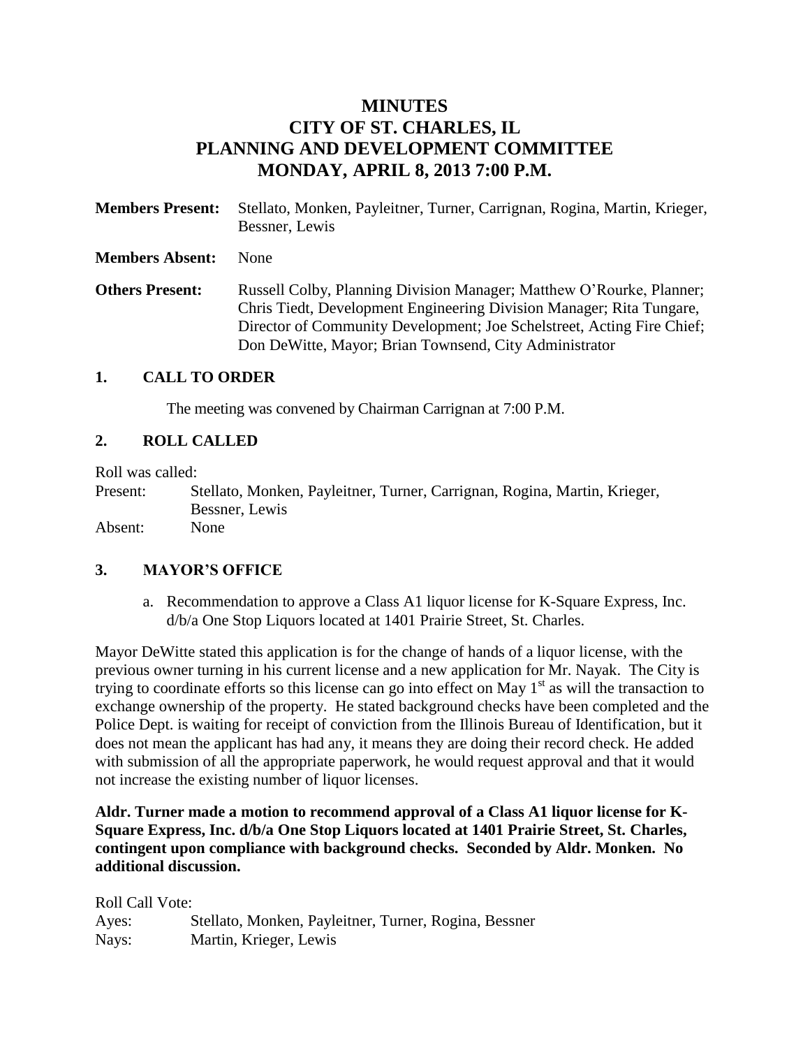# MINUTES
# CITY OF ST. CHARLES, IL
# PLANNING AND DEVELOPMENT COMMITTEE
# MONDAY, APRIL 8, 2013 7:00 P.M.

**Members Present:** Stellato, Monken, Payleitner, Turner, Carrignan, Rogina, Martin, Krieger, Bessner, Lewis

**Members Absent:** None

**Others Present:** Russell Colby, Planning Division Manager; Matthew O'Rourke, Planner; Chris Tiedt, Development Engineering Division Manager; Rita Tungare, Director of Community Development; Joe Schelstreet, Acting Fire Chief; Don DeWitte, Mayor; Brian Townsend, City Administrator

## 1. CALL TO ORDER

The meeting was convened by Chairman Carrignan at 7:00 P.M.

## 2. ROLL CALLED

Roll was called:

Present: Stellato, Monken, Payleitner, Turner, Carrignan, Rogina, Martin, Krieger, Bessner, Lewis

Absent: None

## 3. MAYOR'S OFFICE

a. Recommendation to approve a Class A1 liquor license for K-Square Express, Inc. d/b/a One Stop Liquors located at 1401 Prairie Street, St. Charles.

Mayor DeWitte stated this application is for the change of hands of a liquor license, with the previous owner turning in his current license and a new application for Mr. Nayak. The City is trying to coordinate efforts so this license can go into effect on May 1st as will the transaction to exchange ownership of the property. He stated background checks have been completed and the Police Dept. is waiting for receipt of conviction from the Illinois Bureau of Identification, but it does not mean the applicant has had any, it means they are doing their record check. He added with submission of all the appropriate paperwork, he would request approval and that it would not increase the existing number of liquor licenses.

**Aldr. Turner made a motion to recommend approval of a Class A1 liquor license for K-Square Express, Inc. d/b/a One Stop Liquors located at 1401 Prairie Street, St. Charles, contingent upon compliance with background checks. Seconded by Aldr. Monken. No additional discussion.**

Roll Call Vote:

Ayes: Stellato, Monken, Payleitner, Turner, Rogina, Bessner

Nays: Martin, Krieger, Lewis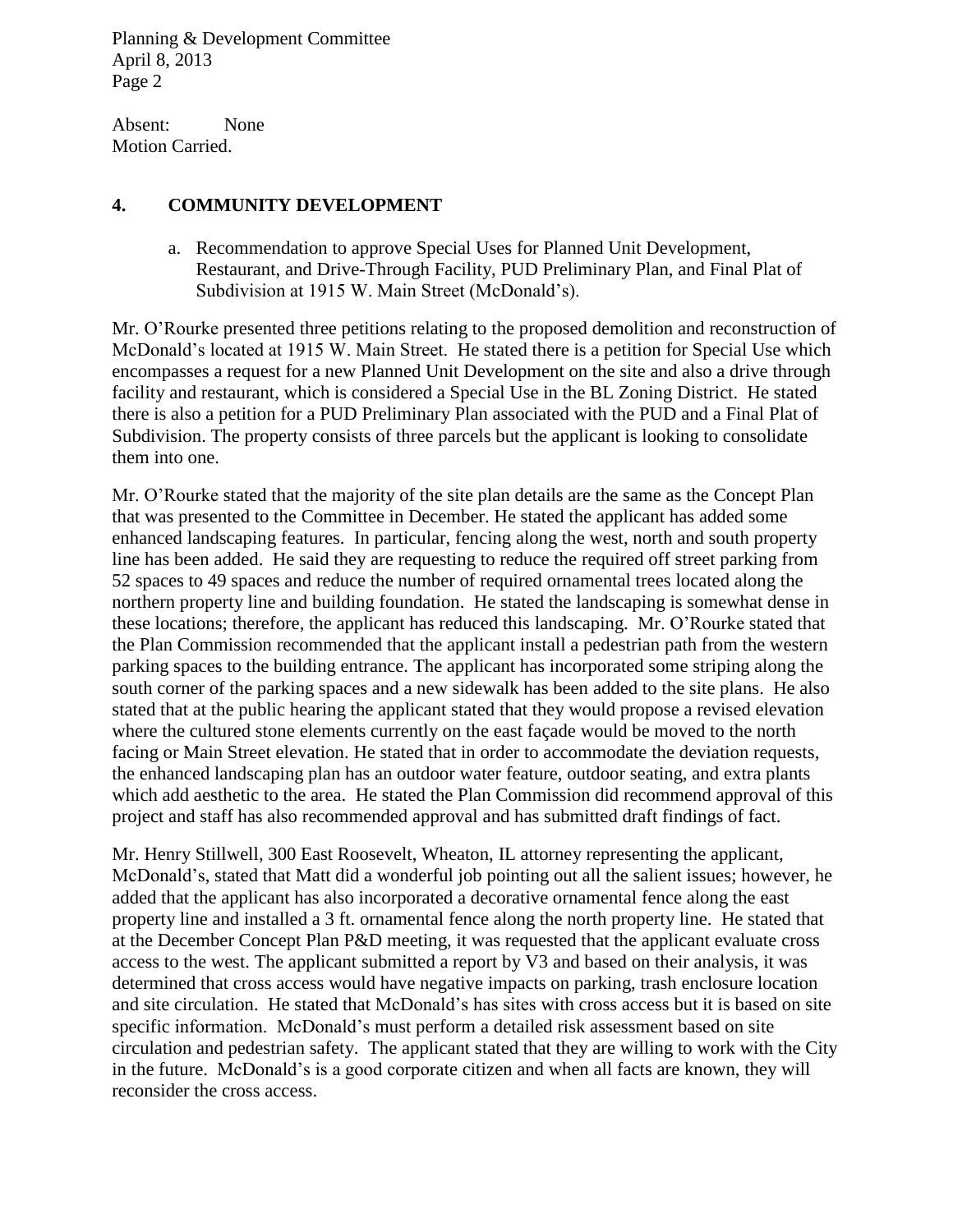Absent: None
Motion Carried.

## 4. COMMUNITY DEVELOPMENT

a. Recommendation to approve Special Uses for Planned Unit Development, Restaurant, and Drive-Through Facility, PUD Preliminary Plan, and Final Plat of Subdivision at 1915 W. Main Street (McDonald's).

Mr. O'Rourke presented three petitions relating to the proposed demolition and reconstruction of McDonald's located at 1915 W. Main Street. He stated there is a petition for Special Use which encompasses a request for a new Planned Unit Development on the site and also a drive through facility and restaurant, which is considered a Special Use in the BL Zoning District. He stated there is also a petition for a PUD Preliminary Plan associated with the PUD and a Final Plat of Subdivision. The property consists of three parcels but the applicant is looking to consolidate them into one.

Mr. O'Rourke stated that the majority of the site plan details are the same as the Concept Plan that was presented to the Committee in December. He stated the applicant has added some enhanced landscaping features. In particular, fencing along the west, north and south property line has been added. He said they are requesting to reduce the required off street parking from 52 spaces to 49 spaces and reduce the number of required ornamental trees located along the northern property line and building foundation. He stated the landscaping is somewhat dense in these locations; therefore, the applicant has reduced this landscaping. Mr. O'Rourke stated that the Plan Commission recommended that the applicant install a pedestrian path from the western parking spaces to the building entrance. The applicant has incorporated some striping along the south corner of the parking spaces and a new sidewalk has been added to the site plans. He also stated that at the public hearing the applicant stated that they would propose a revised elevation where the cultured stone elements currently on the east façade would be moved to the north facing or Main Street elevation. He stated that in order to accommodate the deviation requests, the enhanced landscaping plan has an outdoor water feature, outdoor seating, and extra plants which add aesthetic to the area. He stated the Plan Commission did recommend approval of this project and staff has also recommended approval and has submitted draft findings of fact.

Mr. Henry Stillwell, 300 East Roosevelt, Wheaton, IL attorney representing the applicant, McDonald's, stated that Matt did a wonderful job pointing out all the salient issues; however, he added that the applicant has also incorporated a decorative ornamental fence along the east property line and installed a 3 ft. ornamental fence along the north property line. He stated that at the December Concept Plan P&D meeting, it was requested that the applicant evaluate cross access to the west. The applicant submitted a report by V3 and based on their analysis, it was determined that cross access would have negative impacts on parking, trash enclosure location and site circulation. He stated that McDonald's has sites with cross access but it is based on site specific information. McDonald's must perform a detailed risk assessment based on site circulation and pedestrian safety. The applicant stated that they are willing to work with the City in the future. McDonald's is a good corporate citizen and when all facts are known, they will reconsider the cross access.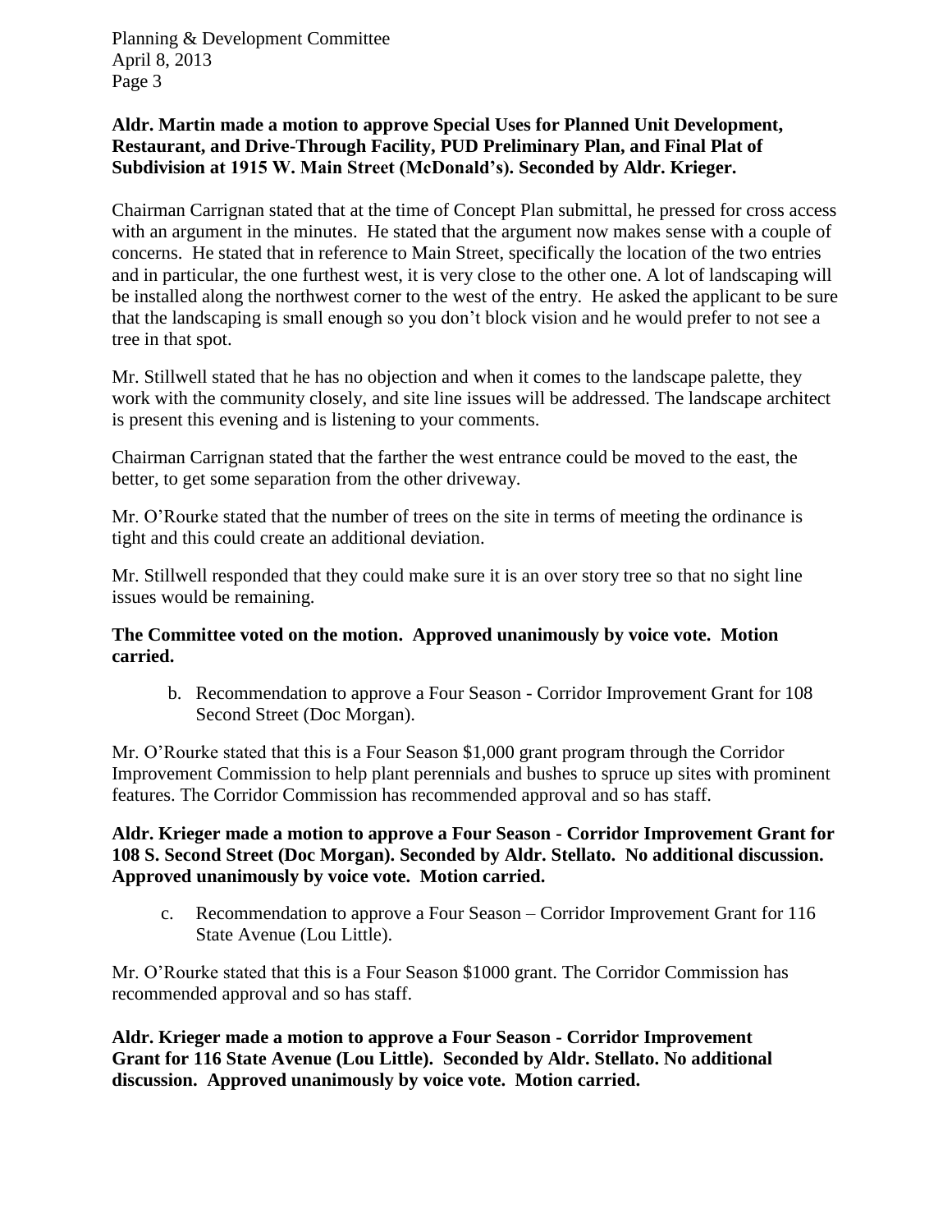**Aldr. Martin made a motion to approve Special Uses for Planned Unit Development, Restaurant, and Drive-Through Facility, PUD Preliminary Plan, and Final Plat of Subdivision at 1915 W. Main Street (McDonald's). Seconded by Aldr. Krieger.**

Chairman Carrignan stated that at the time of Concept Plan submittal, he pressed for cross access with an argument in the minutes. He stated that the argument now makes sense with a couple of concerns. He stated that in reference to Main Street, specifically the location of the two entries and in particular, the one furthest west, it is very close to the other one. A lot of landscaping will be installed along the northwest corner to the west of the entry. He asked the applicant to be sure that the landscaping is small enough so you don't block vision and he would prefer to not see a tree in that spot.

Mr. Stillwell stated that he has no objection and when it comes to the landscape palette, they work with the community closely, and site line issues will be addressed. The landscape architect is present this evening and is listening to your comments.

Chairman Carrignan stated that the farther the west entrance could be moved to the east, the better, to get some separation from the other driveway.

Mr. O'Rourke stated that the number of trees on the site in terms of meeting the ordinance is tight and this could create an additional deviation.

Mr. Stillwell responded that they could make sure it is an over story tree so that no sight line issues would be remaining.

**The Committee voted on the motion. Approved unanimously by voice vote. Motion carried.**

b. Recommendation to approve a Four Season - Corridor Improvement Grant for 108 Second Street (Doc Morgan).

Mr. O'Rourke stated that this is a Four Season $1,000 grant program through the Corridor Improvement Commission to help plant perennials and bushes to spruce up sites with prominent features. The Corridor Commission has recommended approval and so has staff.

**Aldr. Krieger made a motion to approve a Four Season - Corridor Improvement Grant for 108 S. Second Street (Doc Morgan). Seconded by Aldr. Stellato. No additional discussion. Approved unanimously by voice vote. Motion carried.**

c. Recommendation to approve a Four Season – Corridor Improvement Grant for 116 State Avenue (Lou Little).

Mr. O'Rourke stated that this is a Four Season $1000 grant. The Corridor Commission has recommended approval and so has staff.

**Aldr. Krieger made a motion to approve a Four Season - Corridor Improvement Grant for 116 State Avenue (Lou Little). Seconded by Aldr. Stellato. No additional discussion. Approved unanimously by voice vote. Motion carried.**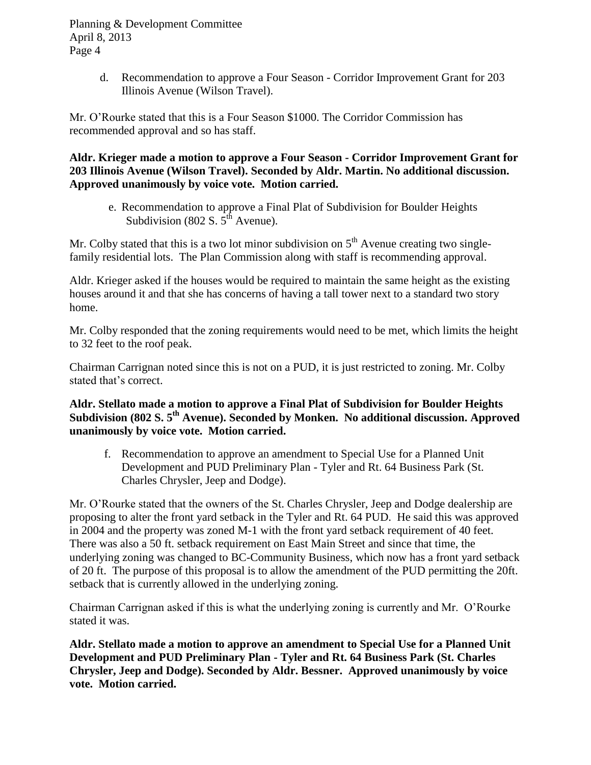d. Recommendation to approve a Four Season - Corridor Improvement Grant for 203 Illinois Avenue (Wilson Travel).

Mr. O'Rourke stated that this is a Four Season $1000. The Corridor Commission has recommended approval and so has staff.

**Aldr. Krieger made a motion to approve a Four Season - Corridor Improvement Grant for 203 Illinois Avenue (Wilson Travel). Seconded by Aldr. Martin. No additional discussion. Approved unanimously by voice vote. Motion carried.**

e. Recommendation to approve a Final Plat of Subdivision for Boulder Heights Subdivision (802 S. 5th Avenue).

Mr. Colby stated that this is a two lot minor subdivision on 5th Avenue creating two single-family residential lots. The Plan Commission along with staff is recommending approval.

Aldr. Krieger asked if the houses would be required to maintain the same height as the existing houses around it and that she has concerns of having a tall tower next to a standard two story home.

Mr. Colby responded that the zoning requirements would need to be met, which limits the height to 32 feet to the roof peak.

Chairman Carrignan noted since this is not on a PUD, it is just restricted to zoning. Mr. Colby stated that's correct.

**Aldr. Stellato made a motion to approve a Final Plat of Subdivision for Boulder Heights Subdivision (802 S. 5th Avenue). Seconded by Monken. No additional discussion. Approved unanimously by voice vote. Motion carried.**

f. Recommendation to approve an amendment to Special Use for a Planned Unit Development and PUD Preliminary Plan - Tyler and Rt. 64 Business Park (St. Charles Chrysler, Jeep and Dodge).

Mr. O'Rourke stated that the owners of the St. Charles Chrysler, Jeep and Dodge dealership are proposing to alter the front yard setback in the Tyler and Rt. 64 PUD. He said this was approved in 2004 and the property was zoned M-1 with the front yard setback requirement of 40 feet. There was also a 50 ft. setback requirement on East Main Street and since that time, the underlying zoning was changed to BC-Community Business, which now has a front yard setback of 20 ft. The purpose of this proposal is to allow the amendment of the PUD permitting the 20ft. setback that is currently allowed in the underlying zoning.

Chairman Carrignan asked if this is what the underlying zoning is currently and Mr. O'Rourke stated it was.

**Aldr. Stellato made a motion to approve an amendment to Special Use for a Planned Unit Development and PUD Preliminary Plan - Tyler and Rt. 64 Business Park (St. Charles Chrysler, Jeep and Dodge). Seconded by Aldr. Bessner. Approved unanimously by voice vote. Motion carried.**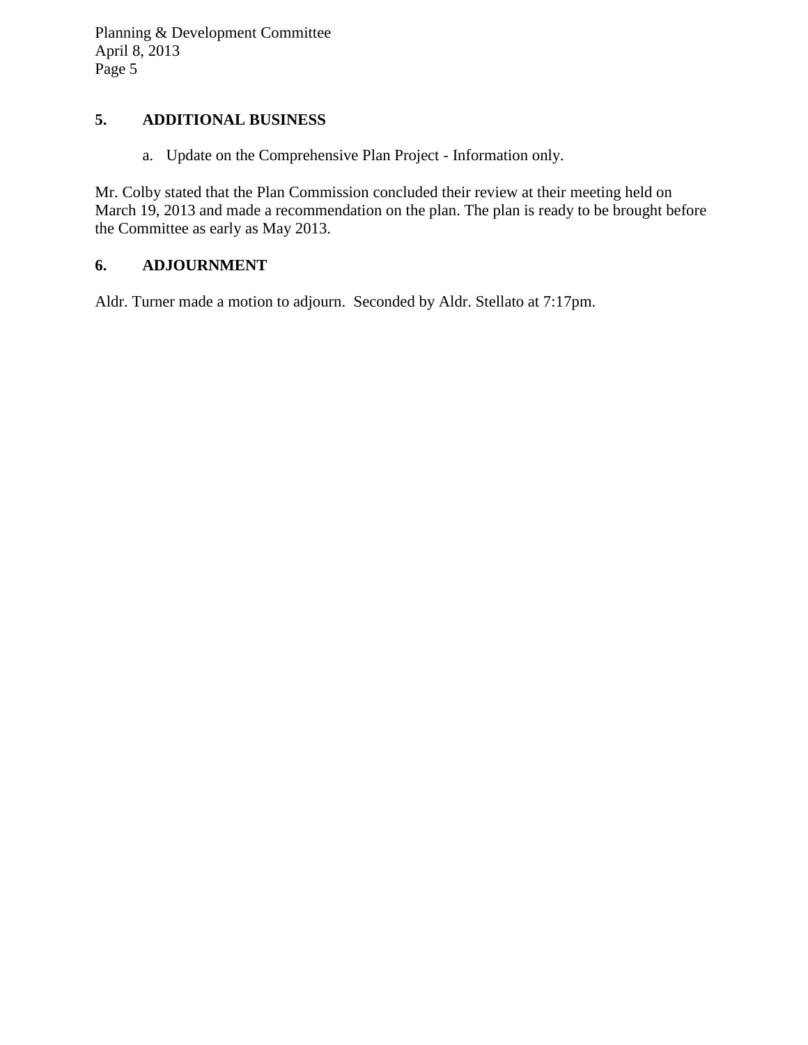## 5. ADDITIONAL BUSINESS

a. Update on the Comprehensive Plan Project - Information only.

Mr. Colby stated that the Plan Commission concluded their review at their meeting held on March 19, 2013 and made a recommendation on the plan. The plan is ready to be brought before the Committee as early as May 2013.

## 6. ADJOURNMENT

Aldr. Turner made a motion to adjourn. Seconded by Aldr. Stellato at 7:17pm.